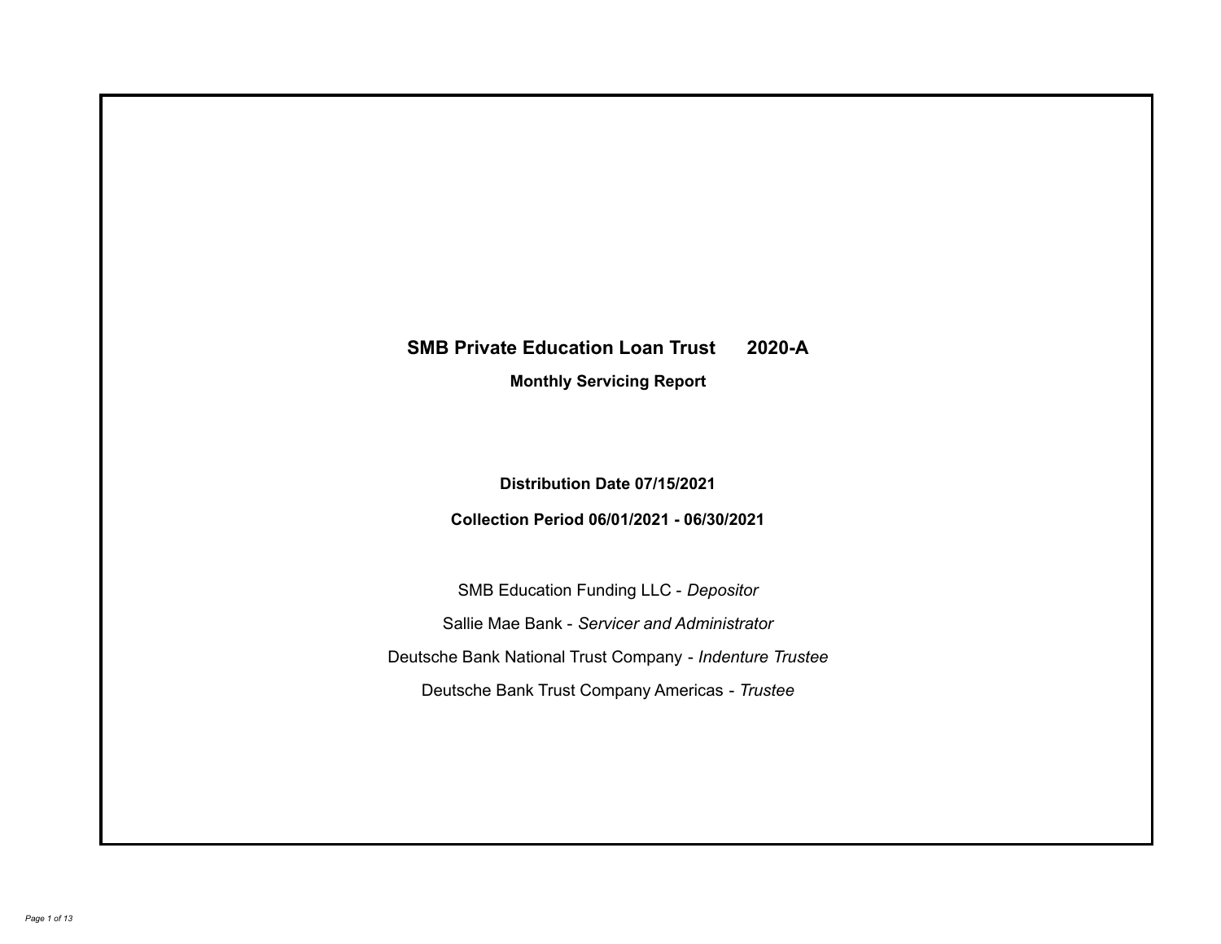# SMB Private Education Loan Trust 2020-A

## Monthly Servicing Report

**Distribution Date 07/15/2021**

**Collection Period 06/01/2021 - 06/30/2021**

SMB Education Funding LLC - *Depositor*

Sallie Mae Bank - *Servicer and Administrator*

Deutsche Bank National Trust Company - *Indenture Trustee*

Deutsche Bank Trust Company Americas - *Trustee*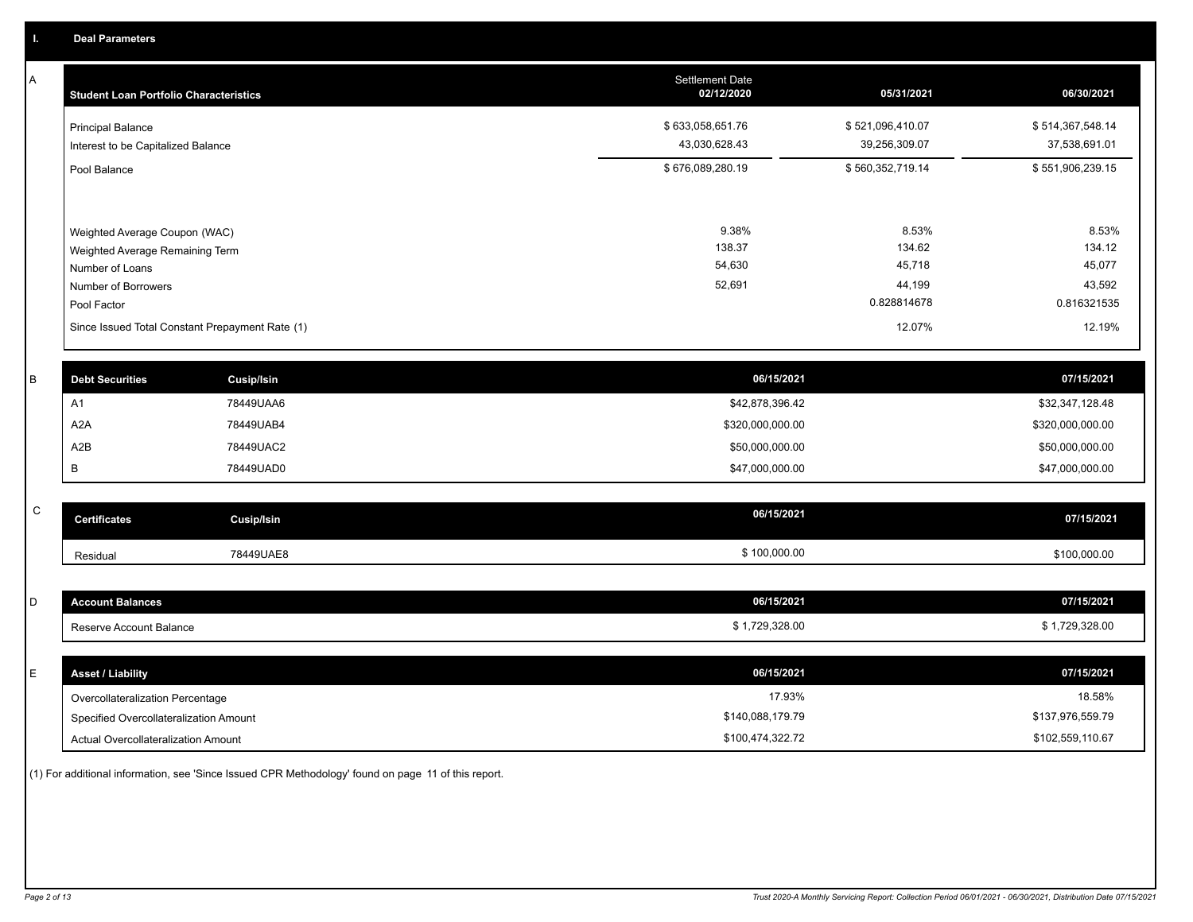## I. Deal Parameters

### A

| Student Loan Portfolio Characteristics | Settlement Date 02/12/2020 | 05/31/2021 | 06/30/2021 |
|---|---|---|---|
| Principal Balance | $ 633,058,651.76 | $ 521,096,410.07 | $ 514,367,548.14 |
| Interest to be Capitalized Balance | 43,030,628.43 | 39,256,309.07 | 37,538,691.01 |
| Pool Balance | $ 676,089,280.19 | $ 560,352,719.14 | $ 551,906,239.15 |
| Weighted Average Coupon (WAC) | 9.38% | 8.53% | 8.53% |
| Weighted Average Remaining Term | 138.37 | 134.62 | 134.12 |
| Number of Loans | 54,630 | 45,718 | 45,077 |
| Number of Borrowers | 52,691 | 44,199 | 43,592 |
| Pool Factor | | 0.828814678 | 0.816321535 |
| Since Issued Total Constant Prepayment Rate (1) | | 12.07% | 12.19% |

### B

| Debt Securities | Cusip/Isin | 06/15/2021 | 07/15/2021 |
|---|---|---|---|
| A1 | 78449UAA6 | $42,878,396.42 | $32,347,128.48 |
| A2A | 78449UAB4 | $320,000,000.00 | $320,000,000.00 |
| A2B | 78449UAC2 | $50,000,000.00 | $50,000,000.00 |
| B | 78449UAD0 | $47,000,000.00 | $47,000,000.00 |

### C

| Certificates | Cusip/Isin | 06/15/2021 | 07/15/2021 |
|---|---|---|---|
| Residual | 78449UAE8 | $ 100,000.00 | $100,000.00 |

### D

| Account Balances | 06/15/2021 | 07/15/2021 |
|---|---|---|
| Reserve Account Balance | $ 1,729,328.00 | $ 1,729,328.00 |

### E

| Asset / Liability | 06/15/2021 | 07/15/2021 |
|---|---|---|
| Overcollateralization Percentage | 17.93% | 18.58% |
| Specified Overcollateralization Amount | $140,088,179.79 | $137,976,559.79 |
| Actual Overcollateralization Amount | $100,474,322.72 | $102,559,110.67 |

(1) For additional information, see 'Since Issued CPR Methodology' found on page 11 of this report.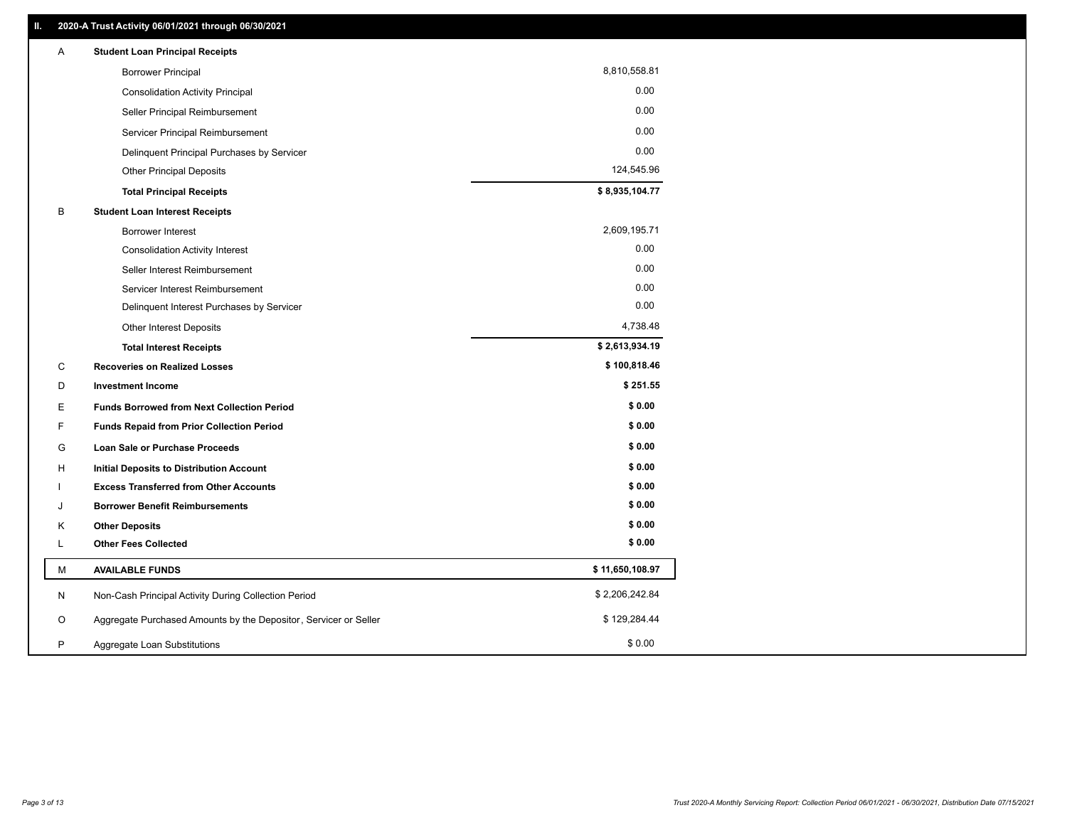## II. 2020-A Trust Activity 06/01/2021 through 06/30/2021

| | | |
|---|---|---|
| A | **Student Loan Principal Receipts** | |
| | Borrower Principal | 8,810,558.81 |
| | Consolidation Activity Principal | 0.00 |
| | Seller Principal Reimbursement | 0.00 |
| | Servicer Principal Reimbursement | 0.00 |
| | Delinquent Principal Purchases by Servicer | 0.00 |
| | Other Principal Deposits | 124,545.96 |
| | **Total Principal Receipts** | **$ 8,935,104.77** |
| B | **Student Loan Interest Receipts** | |
| | Borrower Interest | 2,609,195.71 |
| | Consolidation Activity Interest | 0.00 |
| | Seller Interest Reimbursement | 0.00 |
| | Servicer Interest Reimbursement | 0.00 |
| | Delinquent Interest Purchases by Servicer | 0.00 |
| | Other Interest Deposits | 4,738.48 |
| | **Total Interest Receipts** | **$ 2,613,934.19** |
| C | **Recoveries on Realized Losses** | **$ 100,818.46** |
| D | **Investment Income** | **$ 251.55** |
| E | **Funds Borrowed from Next Collection Period** | **$ 0.00** |
| F | **Funds Repaid from Prior Collection Period** | **$ 0.00** |
| G | **Loan Sale or Purchase Proceeds** | **$ 0.00** |
| H | **Initial Deposits to Distribution Account** | **$ 0.00** |
| I | **Excess Transferred from Other Accounts** | **$ 0.00** |
| J | **Borrower Benefit Reimbursements** | **$ 0.00** |
| K | **Other Deposits** | **$ 0.00** |
| L | **Other Fees Collected** | **$ 0.00** |
| M | **AVAILABLE FUNDS** | **$ 11,650,108.97** |
| N | Non-Cash Principal Activity During Collection Period | $ 2,206,242.84 |
| O | Aggregate Purchased Amounts by the Depositor, Servicer or Seller | $ 129,284.44 |
| P | Aggregate Loan Substitutions | $ 0.00 |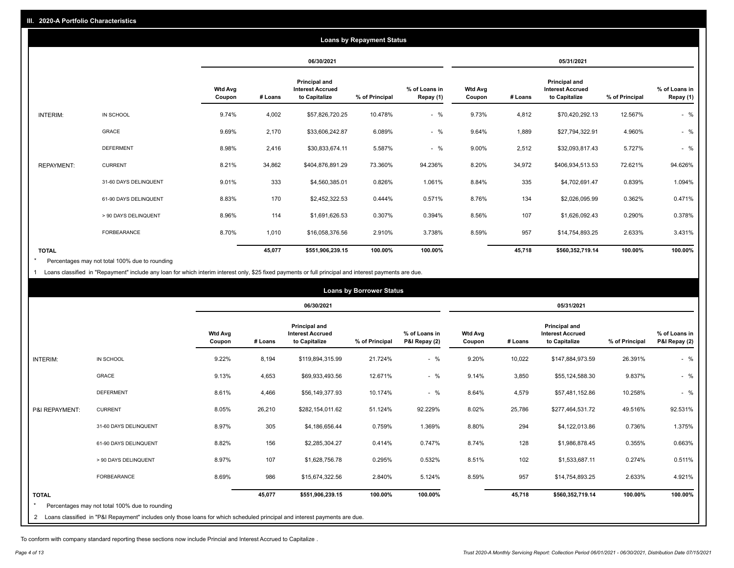## III. 2020-A Portfolio Characteristics

### Loans by Repayment Status

| | | 06/30/2021 | | | | | 05/31/2021 | | | | |
|---|---|---|---|---|---|---|---|---|---|---|---|
| | | Wtd Avg Coupon | # Loans | Principal and Interest Accrued to Capitalize | % of Principal | % of Loans in Repay (1) | Wtd Avg Coupon | # Loans | Principal and Interest Accrued to Capitalize | % of Principal | % of Loans in Repay (1) |
| INTERIM: | IN SCHOOL | 9.74% | 4,002 | $57,826,720.25 | 10.478% | - % | 9.73% | 4,812 | $70,420,292.13 | 12.567% | - % |
| | GRACE | 9.69% | 2,170 | $33,606,242.87 | 6.089% | - % | 9.64% | 1,889 | $27,794,322.91 | 4.960% | - % |
| | DEFERMENT | 8.98% | 2,416 | $30,833,674.11 | 5.587% | - % | 9.00% | 2,512 | $32,093,817.43 | 5.727% | - % |
| REPAYMENT: | CURRENT | 8.21% | 34,862 | $404,876,891.29 | 73.360% | 94.236% | 8.20% | 34,972 | $406,934,513.53 | 72.621% | 94.626% |
| | 31-60 DAYS DELINQUENT | 9.01% | 333 | $4,560,385.01 | 0.826% | 1.061% | 8.84% | 335 | $4,702,691.47 | 0.839% | 1.094% |
| | 61-90 DAYS DELINQUENT | 8.83% | 170 | $2,452,322.53 | 0.444% | 0.571% | 8.76% | 134 | $2,026,095.99 | 0.362% | 0.471% |
| | > 90 DAYS DELINQUENT | 8.96% | 114 | $1,691,626.53 | 0.307% | 0.394% | 8.56% | 107 | $1,626,092.43 | 0.290% | 0.378% |
| | FORBEARANCE | 8.70% | 1,010 | $16,058,376.56 | 2.910% | 3.738% | 8.59% | 957 | $14,754,893.25 | 2.633% | 3.431% |
| **TOTAL** | | | **45,077** | **$551,906,239.15** | **100.00%** | **100.00%** | | **45,718** | **$560,352,719.14** | **100.00%** | **100.00%** |

\* Percentages may not total 100% due to rounding

1 Loans classified in "Repayment" include any loan for which interim interest only, $25 fixed payments or full principal and interest payments are due.

### Loans by Borrower Status

| | | 06/30/2021 | | | | | 05/31/2021 | | | | |
|---|---|---|---|---|---|---|---|---|---|---|---|
| | | Wtd Avg Coupon | # Loans | Principal and Interest Accrued to Capitalize | % of Principal | % of Loans in P&I Repay (2) | Wtd Avg Coupon | # Loans | Principal and Interest Accrued to Capitalize | % of Principal | % of Loans in P&I Repay (2) |
| INTERIM: | IN SCHOOL | 9.22% | 8,194 | $119,894,315.99 | 21.724% | - % | 9.20% | 10,022 | $147,884,973.59 | 26.391% | - % |
| | GRACE | 9.13% | 4,653 | $69,933,493.56 | 12.671% | - % | 9.14% | 3,850 | $55,124,588.30 | 9.837% | - % |
| | DEFERMENT | 8.61% | 4,466 | $56,149,377.93 | 10.174% | - % | 8.64% | 4,579 | $57,481,152.86 | 10.258% | - % |
| P&I REPAYMENT: | CURRENT | 8.05% | 26,210 | $282,154,011.62 | 51.124% | 92.229% | 8.02% | 25,786 | $277,464,531.72 | 49.516% | 92.531% |
| | 31-60 DAYS DELINQUENT | 8.97% | 305 | $4,186,656.44 | 0.759% | 1.369% | 8.80% | 294 | $4,122,013.86 | 0.736% | 1.375% |
| | 61-90 DAYS DELINQUENT | 8.82% | 156 | $2,285,304.27 | 0.414% | 0.747% | 8.74% | 128 | $1,986,878.45 | 0.355% | 0.663% |
| | > 90 DAYS DELINQUENT | 8.97% | 107 | $1,628,756.78 | 0.295% | 0.532% | 8.51% | 102 | $1,533,687.11 | 0.274% | 0.511% |
| | FORBEARANCE | 8.69% | 986 | $15,674,322.56 | 2.840% | 5.124% | 8.59% | 957 | $14,754,893.25 | 2.633% | 4.921% |
| **TOTAL** | | | **45,077** | **$551,906,239.15** | **100.00%** | **100.00%** | | **45,718** | **$560,352,719.14** | **100.00%** | **100.00%** |

\* Percentages may not total 100% due to rounding

2 Loans classified in "P&I Repayment" includes only those loans for which scheduled principal and interest payments are due.

To conform with company standard reporting these sections now include Princial and Interest Accrued to Capitalize .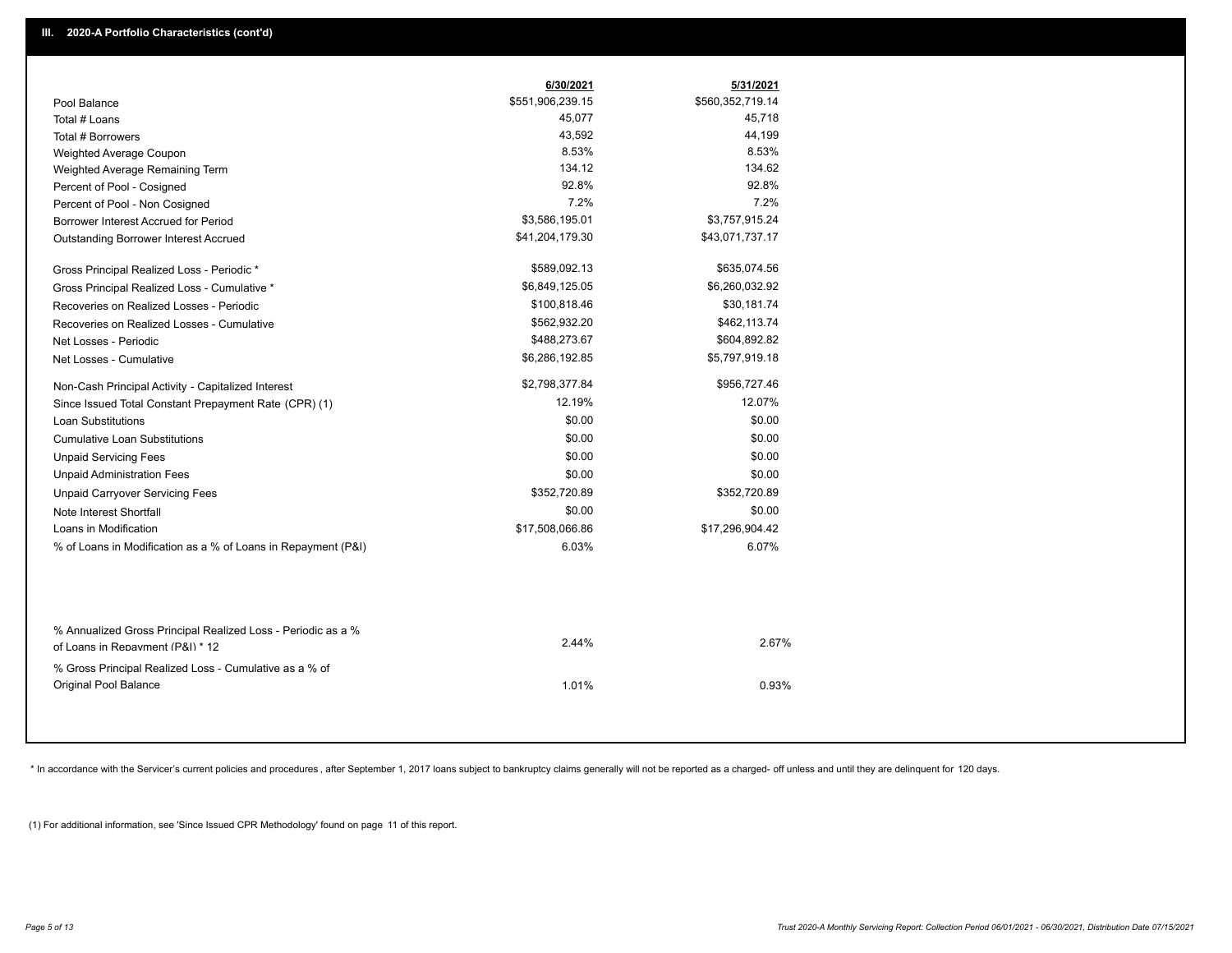## III. 2020-A Portfolio Characteristics (cont'd)

| | 6/30/2021 | 5/31/2021 |
|---|---|---|
| Pool Balance | $551,906,239.15 | $560,352,719.14 |
| Total # Loans | 45,077 | 45,718 |
| Total # Borrowers | 43,592 | 44,199 |
| Weighted Average Coupon | 8.53% | 8.53% |
| Weighted Average Remaining Term | 134.12 | 134.62 |
| Percent of Pool - Cosigned | 92.8% | 92.8% |
| Percent of Pool - Non Cosigned | 7.2% | 7.2% |
| Borrower Interest Accrued for Period | $3,586,195.01 | $3,757,915.24 |
| Outstanding Borrower Interest Accrued | $41,204,179.30 | $43,071,737.17 |
| Gross Principal Realized Loss - Periodic * | $589,092.13 | $635,074.56 |
| Gross Principal Realized Loss - Cumulative * | $6,849,125.05 | $6,260,032.92 |
| Recoveries on Realized Losses - Periodic | $100,818.46 | $30,181.74 |
| Recoveries on Realized Losses - Cumulative | $562,932.20 | $462,113.74 |
| Net Losses - Periodic | $488,273.67 | $604,892.82 |
| Net Losses - Cumulative | $6,286,192.85 | $5,797,919.18 |
| Non-Cash Principal Activity - Capitalized Interest | $2,798,377.84 | $956,727.46 |
| Since Issued Total Constant Prepayment Rate (CPR) (1) | 12.19% | 12.07% |
| Loan Substitutions | $0.00 | $0.00 |
| Cumulative Loan Substitutions | $0.00 | $0.00 |
| Unpaid Servicing Fees | $0.00 | $0.00 |
| Unpaid Administration Fees | $0.00 | $0.00 |
| Unpaid Carryover Servicing Fees | $352,720.89 | $352,720.89 |
| Note Interest Shortfall | $0.00 | $0.00 |
| Loans in Modification | $17,508,066.86 | $17,296,904.42 |
| % of Loans in Modification as a % of Loans in Repayment (P&I) | 6.03% | 6.07% |
| % Annualized Gross Principal Realized Loss - Periodic as a % of Loans in Repayment (P&I) * 12 | 2.44% | 2.67% |
| % Gross Principal Realized Loss - Cumulative as a % of Original Pool Balance | 1.01% | 0.93% |

* In accordance with the Servicer's current policies and procedures , after September 1, 2017 loans subject to bankruptcy claims generally will not be reported as a charged- off unless and until they are delinquent for 120 days.

(1) For additional information, see 'Since Issued CPR Methodology' found on page 11 of this report.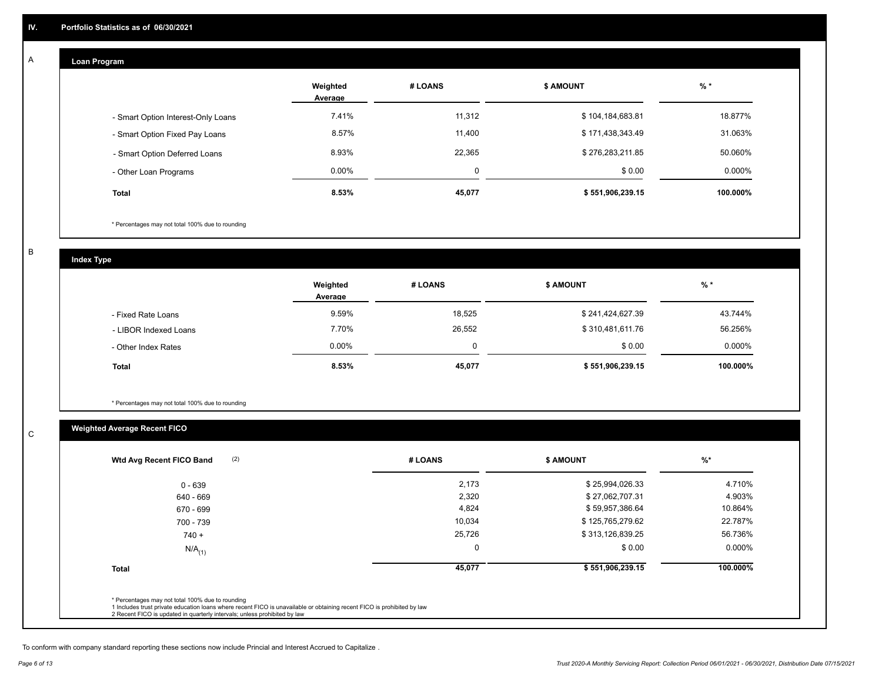## IV. Portfolio Statistics as of 06/30/2021

### A Loan Program

| | Weighted Average | # LOANS | $ AMOUNT | % * |
|---|---|---|---|---|
| - Smart Option Interest-Only Loans | 7.41% | 11,312 | $ 104,184,683.81 | 18.877% |
| - Smart Option Fixed Pay Loans | 8.57% | 11,400 | $ 171,438,343.49 | 31.063% |
| - Smart Option Deferred Loans | 8.93% | 22,365 | $ 276,283,211.85 | 50.060% |
| - Other Loan Programs | 0.00% | 0 | $ 0.00 | 0.000% |
| **Total** | **8.53%** | **45,077** | **$ 551,906,239.15** | **100.000%** |

\* Percentages may not total 100% due to rounding

### B Index Type

| | Weighted Average | # LOANS | $ AMOUNT | % * |
|---|---|---|---|---|
| - Fixed Rate Loans | 9.59% | 18,525 | $ 241,424,627.39 | 43.744% |
| - LIBOR Indexed Loans | 7.70% | 26,552 | $ 310,481,611.76 | 56.256% |
| - Other Index Rates | 0.00% | 0 | $ 0.00 | 0.000% |
| **Total** | **8.53%** | **45,077** | **$ 551,906,239.15** | **100.000%** |

\* Percentages may not total 100% due to rounding

### C Weighted Average Recent FICO

| Wtd Avg Recent FICO Band (2) | # LOANS | $ AMOUNT | %* |
|---|---|---|---|
| 0 - 639 | 2,173 | $ 25,994,026.33 | 4.710% |
| 640 - 669 | 2,320 | $ 27,062,707.31 | 4.903% |
| 670 - 699 | 4,824 | $ 59,957,386.64 | 10.864% |
| 700 - 739 | 10,034 | $ 125,765,279.62 | 22.787% |
| 740 + | 25,726 | $ 313,126,839.25 | 56.736% |
| N/A(1) | 0 | $ 0.00 | 0.000% |
| **Total** | **45,077** | **$ 551,906,239.15** | **100.000%** |

\* Percentages may not total 100% due to rounding
1 Includes trust private education loans where recent FICO is unavailable or obtaining recent FICO is prohibited by law
2 Recent FICO is updated in quarterly intervals; unless prohibited by law

To conform with company standard reporting these sections now include Princial and Interest Accrued to Capitalize .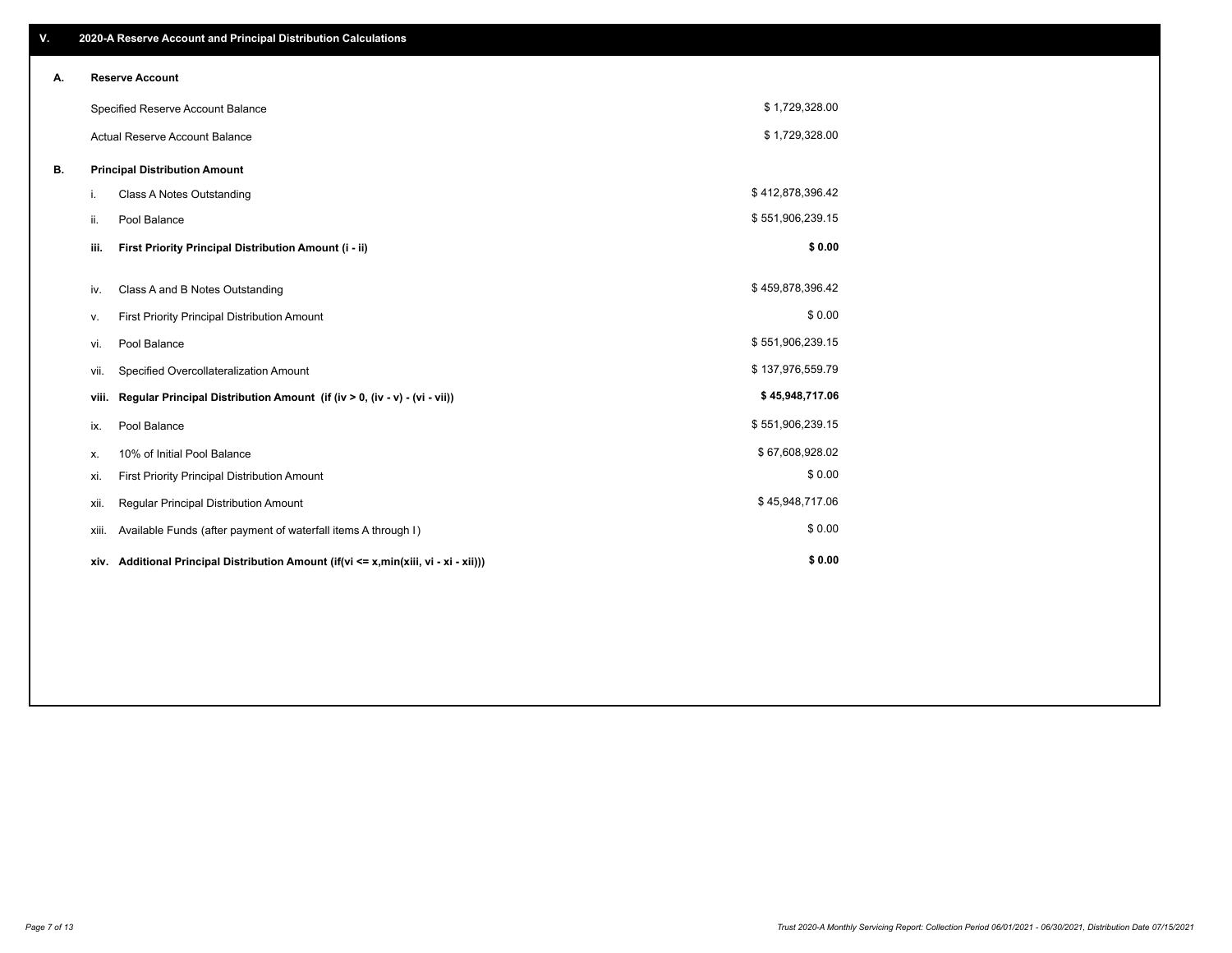## V. 2020-A Reserve Account and Principal Distribution Calculations

| | | |
|---|---|---|
| **A.** | **Reserve Account** | |
| | Specified Reserve Account Balance | $ 1,729,328.00 |
| | Actual Reserve Account Balance | $ 1,729,328.00 |
| **B.** | **Principal Distribution Amount** | |
| | i. Class A Notes Outstanding | $ 412,878,396.42 |
| | ii. Pool Balance | $ 551,906,239.15 |
| | **iii. First Priority Principal Distribution Amount (i - ii)** | **$ 0.00** |
| | iv. Class A and B Notes Outstanding | $ 459,878,396.42 |
| | v. First Priority Principal Distribution Amount | $ 0.00 |
| | vi. Pool Balance | $ 551,906,239.15 |
| | vii. Specified Overcollateralization Amount | $ 137,976,559.79 |
| | **viii. Regular Principal Distribution Amount (if (iv > 0, (iv - v) - (vi - vii))** | **$ 45,948,717.06** |
| | ix. Pool Balance | $ 551,906,239.15 |
| | x. 10% of Initial Pool Balance | $ 67,608,928.02 |
| | xi. First Priority Principal Distribution Amount | $ 0.00 |
| | xii. Regular Principal Distribution Amount | $ 45,948,717.06 |
| | xiii. Available Funds (after payment of waterfall items A through I) | $ 0.00 |
| | **xiv. Additional Principal Distribution Amount (if(vi <= x,min(xiii, vi - xi - xii)))** | **$ 0.00** |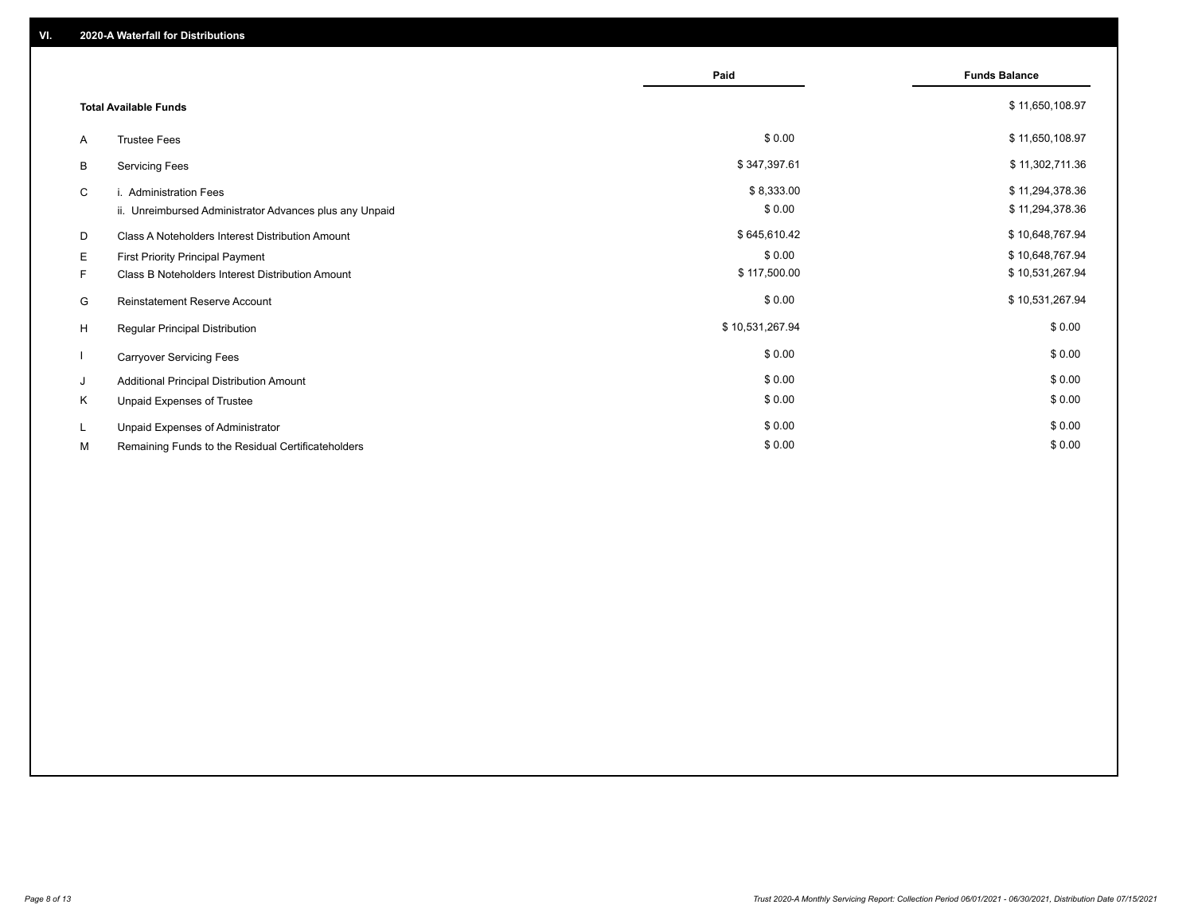## VI. 2020-A Waterfall for Distributions

| | | Paid | Funds Balance |
|---|---|---|---|
| | **Total Available Funds** | | $ 11,650,108.97 |
| A | Trustee Fees | $ 0.00 | $ 11,650,108.97 |
| B | Servicing Fees | $ 347,397.61 | $ 11,302,711.36 |
| C | i. Administration Fees | $ 8,333.00 | $ 11,294,378.36 |
| | ii. Unreimbursed Administrator Advances plus any Unpaid | $ 0.00 | $ 11,294,378.36 |
| D | Class A Noteholders Interest Distribution Amount | $ 645,610.42 | $ 10,648,767.94 |
| E | First Priority Principal Payment | $ 0.00 | $ 10,648,767.94 |
| F | Class B Noteholders Interest Distribution Amount | $ 117,500.00 | $ 10,531,267.94 |
| G | Reinstatement Reserve Account | $ 0.00 | $ 10,531,267.94 |
| H | Regular Principal Distribution | $ 10,531,267.94 | $ 0.00 |
| I | Carryover Servicing Fees | $ 0.00 | $ 0.00 |
| J | Additional Principal Distribution Amount | $ 0.00 | $ 0.00 |
| K | Unpaid Expenses of Trustee | $ 0.00 | $ 0.00 |
| L | Unpaid Expenses of Administrator | $ 0.00 | $ 0.00 |
| M | Remaining Funds to the Residual Certificateholders | $ 0.00 | $ 0.00 |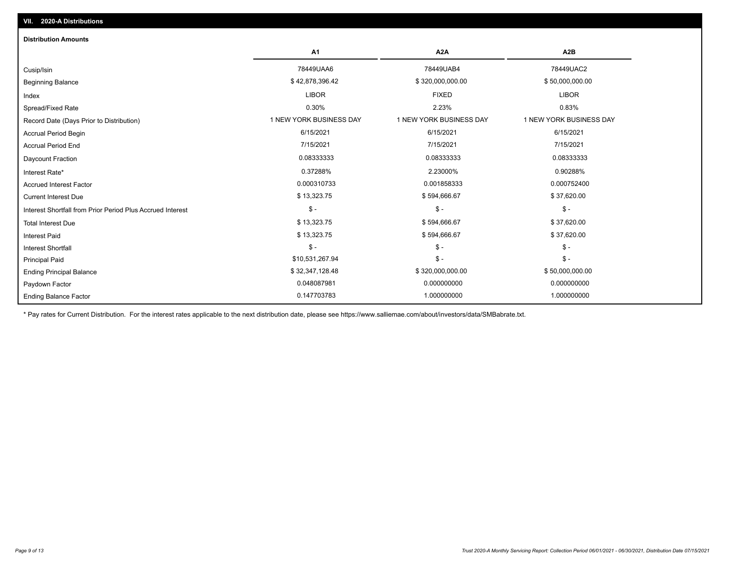## VII. 2020-A Distributions

### Distribution Amounts

| | A1 | A2A | A2B |
|---|---|---|---|
| Cusip/Isin | 78449UAA6 | 78449UAB4 | 78449UAC2 |
| Beginning Balance | $ 42,878,396.42 | $ 320,000,000.00 | $ 50,000,000.00 |
| Index | LIBOR | FIXED | LIBOR |
| Spread/Fixed Rate | 0.30% | 2.23% | 0.83% |
| Record Date (Days Prior to Distribution) | 1 NEW YORK BUSINESS DAY | 1 NEW YORK BUSINESS DAY | 1 NEW YORK BUSINESS DAY |
| Accrual Period Begin | 6/15/2021 | 6/15/2021 | 6/15/2021 |
| Accrual Period End | 7/15/2021 | 7/15/2021 | 7/15/2021 |
| Daycount Fraction | 0.08333333 | 0.08333333 | 0.08333333 |
| Interest Rate* | 0.37288% | 2.23000% | 0.90288% |
| Accrued Interest Factor | 0.000310733 | 0.001858333 | 0.000752400 |
| Current Interest Due | $ 13,323.75 | $ 594,666.67 | $ 37,620.00 |
| Interest Shortfall from Prior Period Plus Accrued Interest | $ - | $ - | $ - |
| Total Interest Due | $ 13,323.75 | $ 594,666.67 | $ 37,620.00 |
| Interest Paid | $ 13,323.75 | $ 594,666.67 | $ 37,620.00 |
| Interest Shortfall | $ - | $ - | $ - |
| Principal Paid | $10,531,267.94 | $ - | $ - |
| Ending Principal Balance | $ 32,347,128.48 | $ 320,000,000.00 | $ 50,000,000.00 |
| Paydown Factor | 0.048087981 | 0.000000000 | 0.000000000 |
| Ending Balance Factor | 0.147703783 | 1.000000000 | 1.000000000 |

* Pay rates for Current Distribution. For the interest rates applicable to the next distribution date, please see https://www.salliemae.com/about/investors/data/SMBabrate.txt.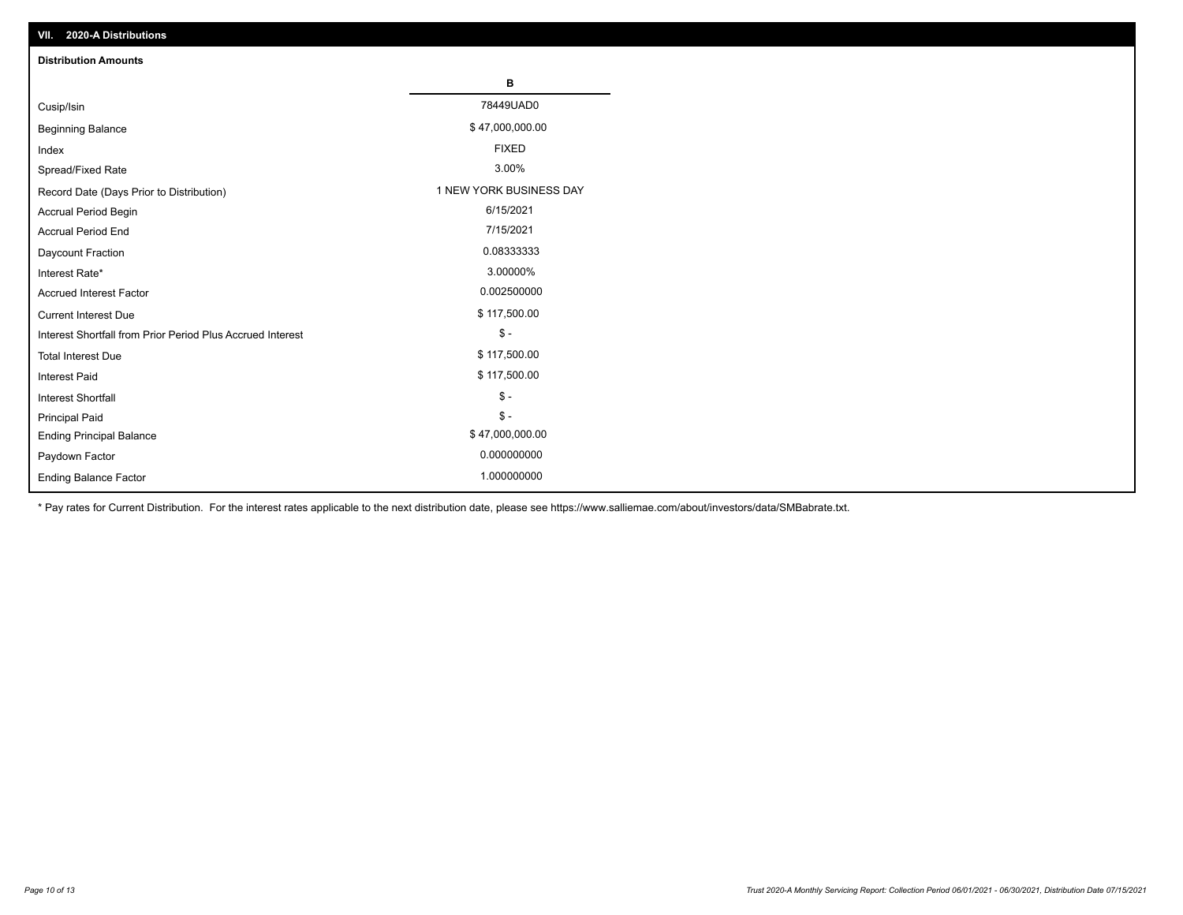## VII. 2020-A Distributions

### Distribution Amounts

| | B |
|---|---|
| Cusip/Isin | 78449UAD0 |
| Beginning Balance | $ 47,000,000.00 |
| Index | FIXED |
| Spread/Fixed Rate | 3.00% |
| Record Date (Days Prior to Distribution) | 1 NEW YORK BUSINESS DAY |
| Accrual Period Begin | 6/15/2021 |
| Accrual Period End | 7/15/2021 |
| Daycount Fraction | 0.08333333 |
| Interest Rate* | 3.00000% |
| Accrued Interest Factor | 0.002500000 |
| Current Interest Due | $ 117,500.00 |
| Interest Shortfall from Prior Period Plus Accrued Interest | $ - |
| Total Interest Due | $ 117,500.00 |
| Interest Paid | $ 117,500.00 |
| Interest Shortfall | $ - |
| Principal Paid | $ - |
| Ending Principal Balance | $ 47,000,000.00 |
| Paydown Factor | 0.000000000 |
| Ending Balance Factor | 1.000000000 |

* Pay rates for Current Distribution. For the interest rates applicable to the next distribution date, please see https://www.salliemae.com/about/investors/data/SMBabrate.txt.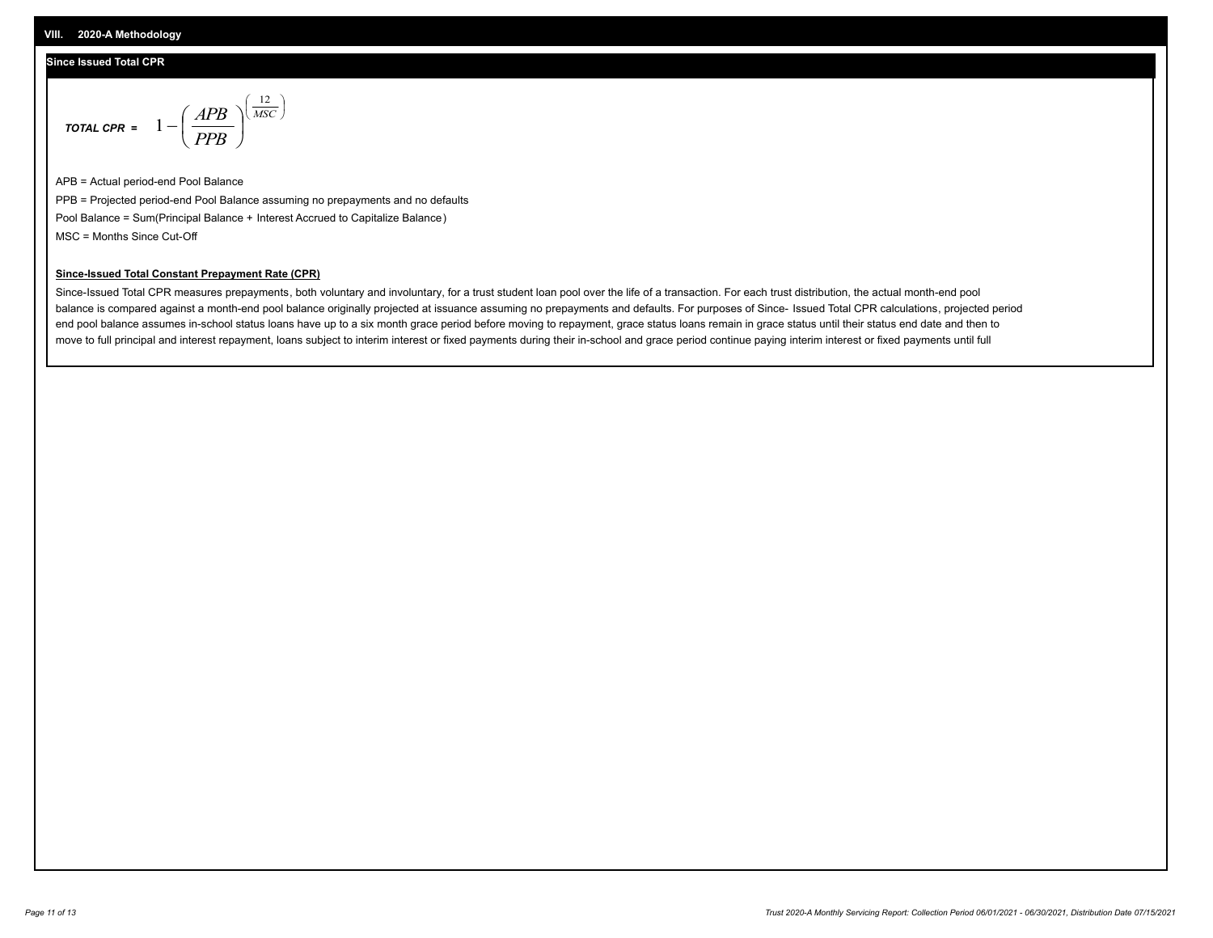## VIII. 2020-A Methodology

### Since Issued Total CPR

$$\textit{TOTAL CPR} = 1 - \left( \frac{APB}{PPB} \right)^{\left( \frac{12}{MSC} \right)}$$

APB = Actual period-end Pool Balance

PPB = Projected period-end Pool Balance assuming no prepayments and no defaults

Pool Balance = Sum(Principal Balance + Interest Accrued to Capitalize Balance)

MSC = Months Since Cut-Off

**Since-Issued Total Constant Prepayment Rate (CPR)**

Since-Issued Total CPR measures prepayments, both voluntary and involuntary, for a trust student loan pool over the life of a transaction. For each trust distribution, the actual month-end pool balance is compared against a month-end pool balance originally projected at issuance assuming no prepayments and defaults. For purposes of Since- Issued Total CPR calculations, projected period end pool balance assumes in-school status loans have up to a six month grace period before moving to repayment, grace status loans remain in grace status until their status end date and then to move to full principal and interest repayment, loans subject to interim interest or fixed payments during their in-school and grace period continue paying interim interest or fixed payments until full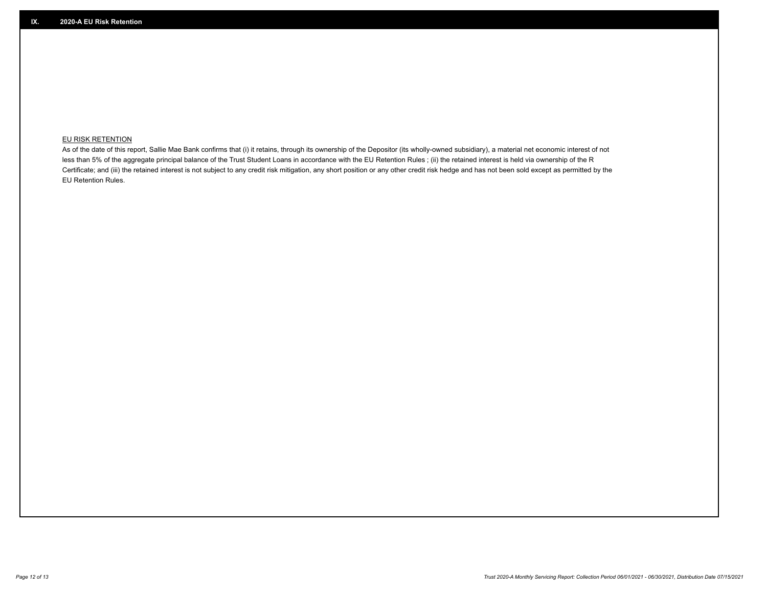## IX. 2020-A EU Risk Retention

EU RISK RETENTION

As of the date of this report, Sallie Mae Bank confirms that (i) it retains, through its ownership of the Depositor (its wholly-owned subsidiary), a material net economic interest of not less than 5% of the aggregate principal balance of the Trust Student Loans in accordance with the EU Retention Rules ; (ii) the retained interest is held via ownership of the R Certificate; and (iii) the retained interest is not subject to any credit risk mitigation, any short position or any other credit risk hedge and has not been sold except as permitted by the EU Retention Rules.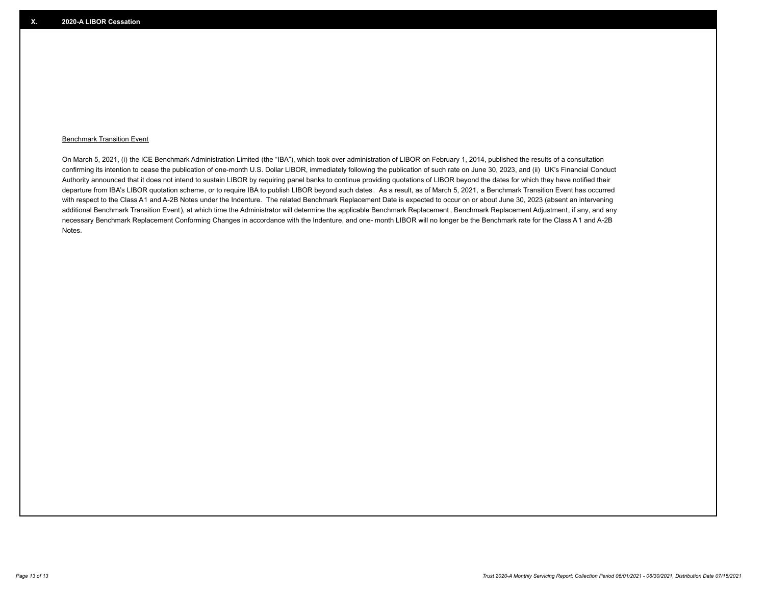## X. 2020-A LIBOR Cessation

### Benchmark Transition Event

On March 5, 2021, (i) the ICE Benchmark Administration Limited (the "IBA"), which took over administration of LIBOR on February 1, 2014, published the results of a consultation confirming its intention to cease the publication of one-month U.S. Dollar LIBOR, immediately following the publication of such rate on June 30, 2023, and (ii) UK's Financial Conduct Authority announced that it does not intend to sustain LIBOR by requiring panel banks to continue providing quotations of LIBOR beyond the dates for which they have notified their departure from IBA's LIBOR quotation scheme, or to require IBA to publish LIBOR beyond such dates. As a result, as of March 5, 2021, a Benchmark Transition Event has occurred with respect to the Class A1 and A-2B Notes under the Indenture. The related Benchmark Replacement Date is expected to occur on or about June 30, 2023 (absent an intervening additional Benchmark Transition Event), at which time the Administrator will determine the applicable Benchmark Replacement, Benchmark Replacement Adjustment, if any, and any necessary Benchmark Replacement Conforming Changes in accordance with the Indenture, and one- month LIBOR will no longer be the Benchmark rate for the Class A1 and A-2B Notes.